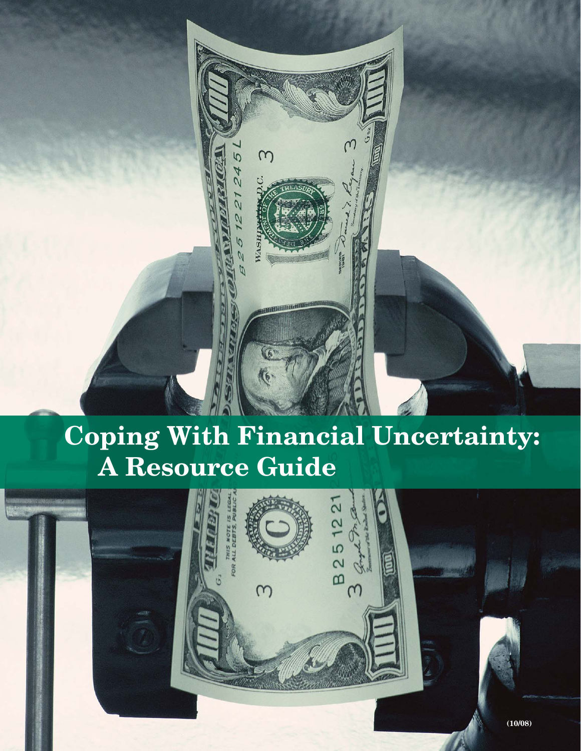# Coping With Financial Uncertainty: A Resource Guide

(10/08)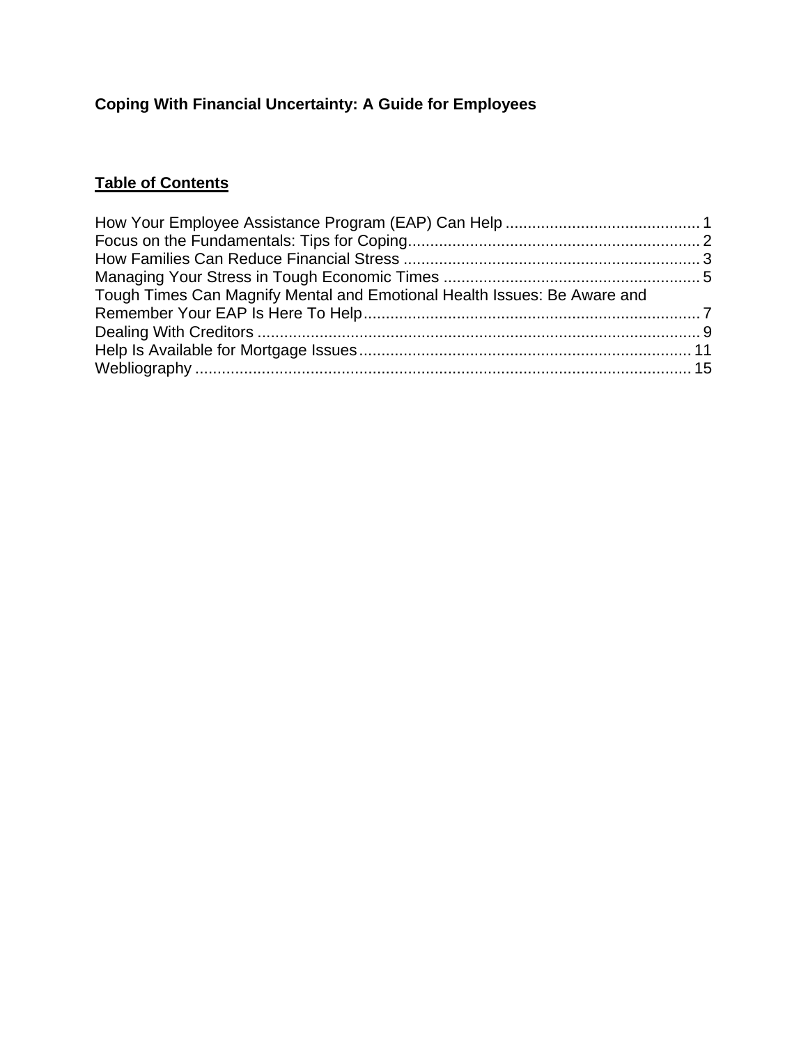**Coping With Financial Uncertainty: A Guide for Employees**

## Table of Contents

| Section | Page |
| --- | --- |
| How Your Employee Assistance Program (EAP) Can Help | 1 |
| Focus on the Fundamentals: Tips for Coping | 2 |
| How Families Can Reduce Financial Stress | 3 |
| Managing Your Stress in Tough Economic Times | 5 |
| Tough Times Can Magnify Mental and Emotional Health Issues: Be Aware and Remember Your EAP Is Here To Help | 7 |
| Dealing With Creditors | 9 |
| Help Is Available for Mortgage Issues | 11 |
| Webliography | 15 |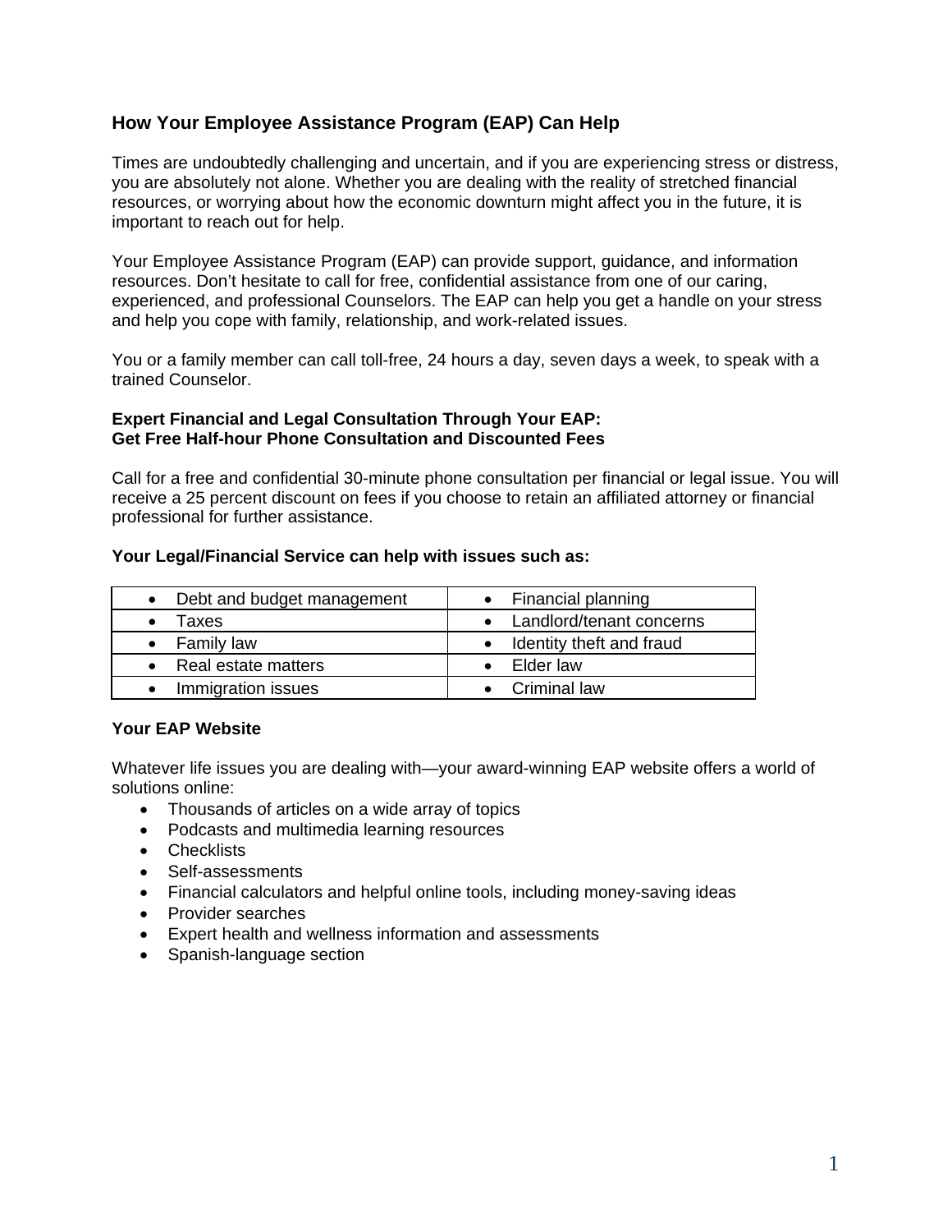## How Your Employee Assistance Program (EAP) Can Help

Times are undoubtedly challenging and uncertain, and if you are experiencing stress or distress, you are absolutely not alone. Whether you are dealing with the reality of stretched financial resources, or worrying about how the economic downturn might affect you in the future, it is important to reach out for help.

Your Employee Assistance Program (EAP) can provide support, guidance, and information resources. Don't hesitate to call for free, confidential assistance from one of our caring, experienced, and professional Counselors. The EAP can help you get a handle on your stress and help you cope with family, relationship, and work-related issues.

You or a family member can call toll-free, 24 hours a day, seven days a week, to speak with a trained Counselor.

**Expert Financial and Legal Consultation Through Your EAP:**
**Get Free Half-hour Phone Consultation and Discounted Fees**

Call for a free and confidential 30-minute phone consultation per financial or legal issue. You will receive a 25 percent discount on fees if you choose to retain an affiliated attorney or financial professional for further assistance.

**Your Legal/Financial Service can help with issues such as:**

| | |
|---|---|
| • Debt and budget management | • Financial planning |
| • Taxes | • Landlord/tenant concerns |
| • Family law | • Identity theft and fraud |
| • Real estate matters | • Elder law |
| • Immigration issues | • Criminal law |

**Your EAP Website**

Whatever life issues you are dealing with—your award-winning EAP website offers a world of solutions online:

- Thousands of articles on a wide array of topics
- Podcasts and multimedia learning resources
- Checklists
- Self-assessments
- Financial calculators and helpful online tools, including money-saving ideas
- Provider searches
- Expert health and wellness information and assessments
- Spanish-language section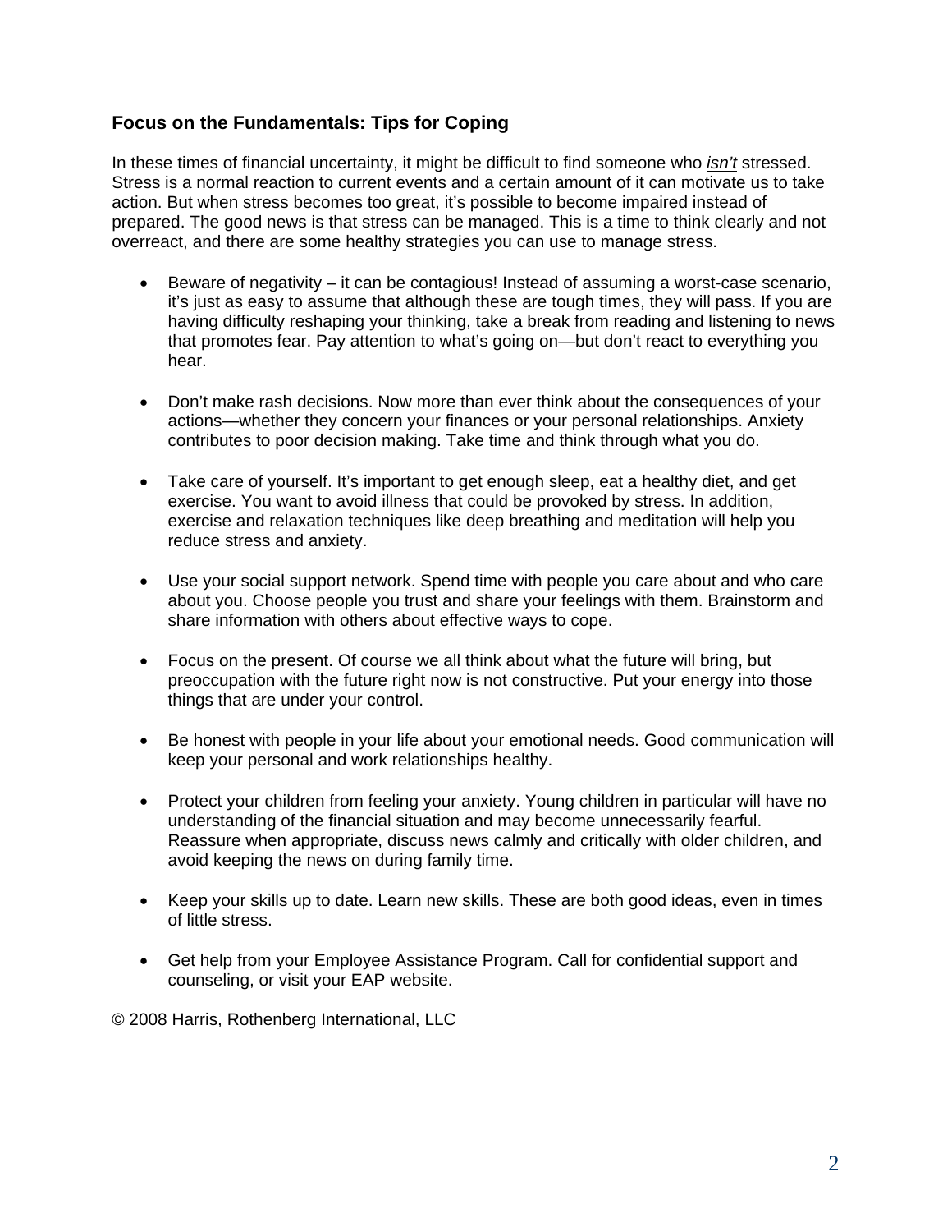## Focus on the Fundamentals: Tips for Coping

In these times of financial uncertainty, it might be difficult to find someone who *isn't* stressed. Stress is a normal reaction to current events and a certain amount of it can motivate us to take action. But when stress becomes too great, it's possible to become impaired instead of prepared. The good news is that stress can be managed. This is a time to think clearly and not overreact, and there are some healthy strategies you can use to manage stress.

- Beware of negativity – it can be contagious! Instead of assuming a worst-case scenario, it's just as easy to assume that although these are tough times, they will pass. If you are having difficulty reshaping your thinking, take a break from reading and listening to news that promotes fear. Pay attention to what's going on—but don't react to everything you hear.

- Don't make rash decisions. Now more than ever think about the consequences of your actions—whether they concern your finances or your personal relationships. Anxiety contributes to poor decision making. Take time and think through what you do.

- Take care of yourself. It's important to get enough sleep, eat a healthy diet, and get exercise. You want to avoid illness that could be provoked by stress. In addition, exercise and relaxation techniques like deep breathing and meditation will help you reduce stress and anxiety.

- Use your social support network. Spend time with people you care about and who care about you. Choose people you trust and share your feelings with them. Brainstorm and share information with others about effective ways to cope.

- Focus on the present. Of course we all think about what the future will bring, but preoccupation with the future right now is not constructive. Put your energy into those things that are under your control.

- Be honest with people in your life about your emotional needs. Good communication will keep your personal and work relationships healthy.

- Protect your children from feeling your anxiety. Young children in particular will have no understanding of the financial situation and may become unnecessarily fearful. Reassure when appropriate, discuss news calmly and critically with older children, and avoid keeping the news on during family time.

- Keep your skills up to date. Learn new skills. These are both good ideas, even in times of little stress.

- Get help from your Employee Assistance Program. Call for confidential support and counseling, or visit your EAP website.

© 2008 Harris, Rothenberg International, LLC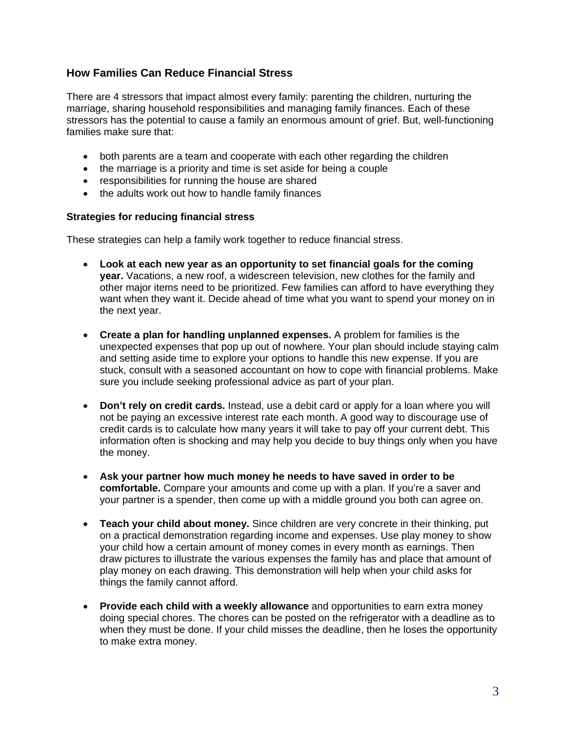## How Families Can Reduce Financial Stress

There are 4 stressors that impact almost every family: parenting the children, nurturing the marriage, sharing household responsibilities and managing family finances. Each of these stressors has the potential to cause a family an enormous amount of grief. But, well-functioning families make sure that:

- both parents are a team and cooperate with each other regarding the children
- the marriage is a priority and time is set aside for being a couple
- responsibilities for running the house are shared
- the adults work out how to handle family finances

### Strategies for reducing financial stress

These strategies can help a family work together to reduce financial stress.

- **Look at each new year as an opportunity to set financial goals for the coming year.** Vacations, a new roof, a widescreen television, new clothes for the family and other major items need to be prioritized. Few families can afford to have everything they want when they want it. Decide ahead of time what you want to spend your money on in the next year.

- **Create a plan for handling unplanned expenses.** A problem for families is the unexpected expenses that pop up out of nowhere. Your plan should include staying calm and setting aside time to explore your options to handle this new expense. If you are stuck, consult with a seasoned accountant on how to cope with financial problems. Make sure you include seeking professional advice as part of your plan.

- **Don't rely on credit cards.** Instead, use a debit card or apply for a loan where you will not be paying an excessive interest rate each month. A good way to discourage use of credit cards is to calculate how many years it will take to pay off your current debt. This information often is shocking and may help you decide to buy things only when you have the money.

- **Ask your partner how much money he needs to have saved in order to be comfortable.** Compare your amounts and come up with a plan. If you're a saver and your partner is a spender, then come up with a middle ground you both can agree on.

- **Teach your child about money.** Since children are very concrete in their thinking, put on a practical demonstration regarding income and expenses. Use play money to show your child how a certain amount of money comes in every month as earnings. Then draw pictures to illustrate the various expenses the family has and place that amount of play money on each drawing. This demonstration will help when your child asks for things the family cannot afford.

- **Provide each child with a weekly allowance** and opportunities to earn extra money doing special chores. The chores can be posted on the refrigerator with a deadline as to when they must be done. If your child misses the deadline, then he loses the opportunity to make extra money.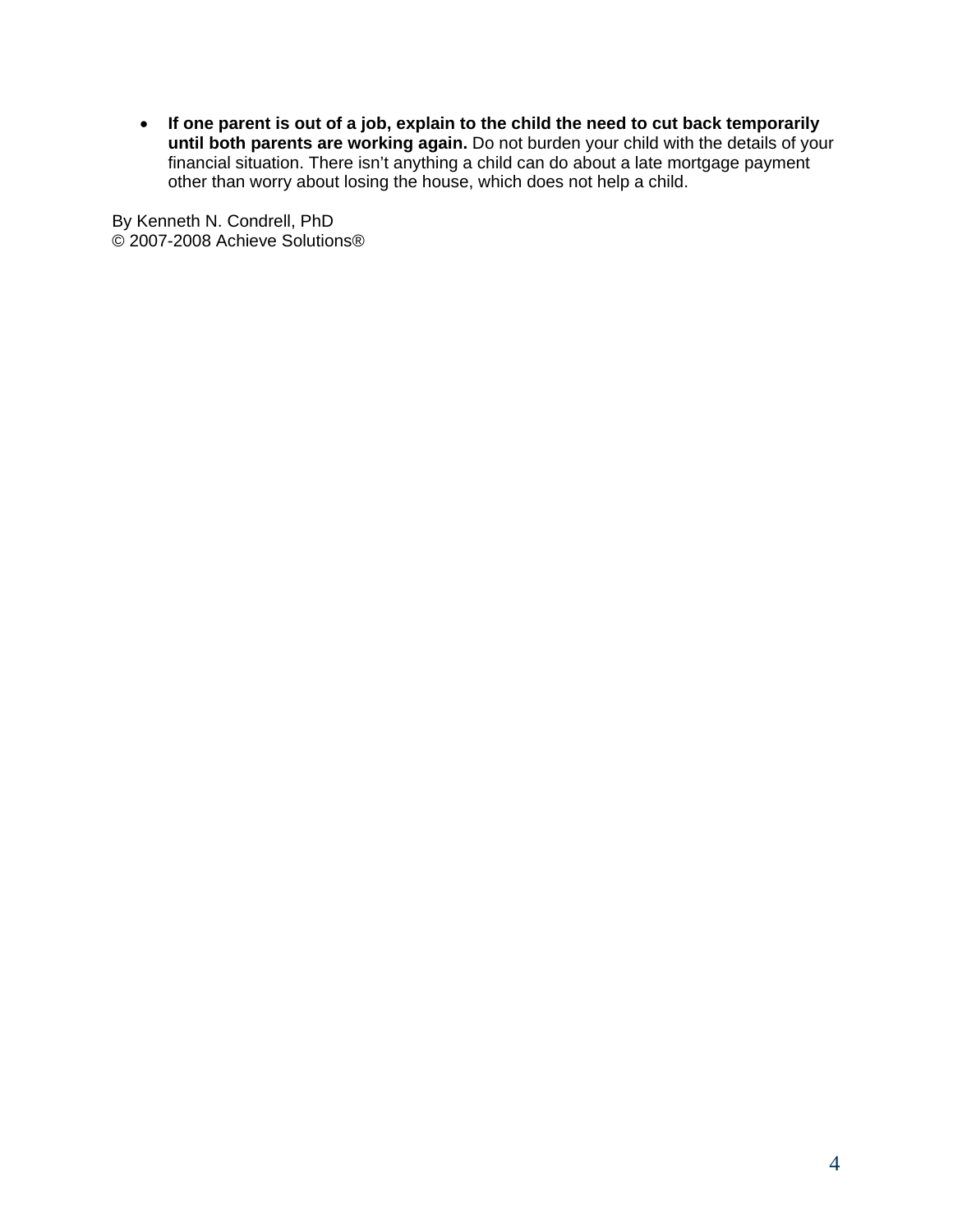- **If one parent is out of a job, explain to the child the need to cut back temporarily until both parents are working again.** Do not burden your child with the details of your financial situation. There isn't anything a child can do about a late mortgage payment other than worry about losing the house, which does not help a child.

By Kenneth N. Condrell, PhD
© 2007-2008 Achieve Solutions®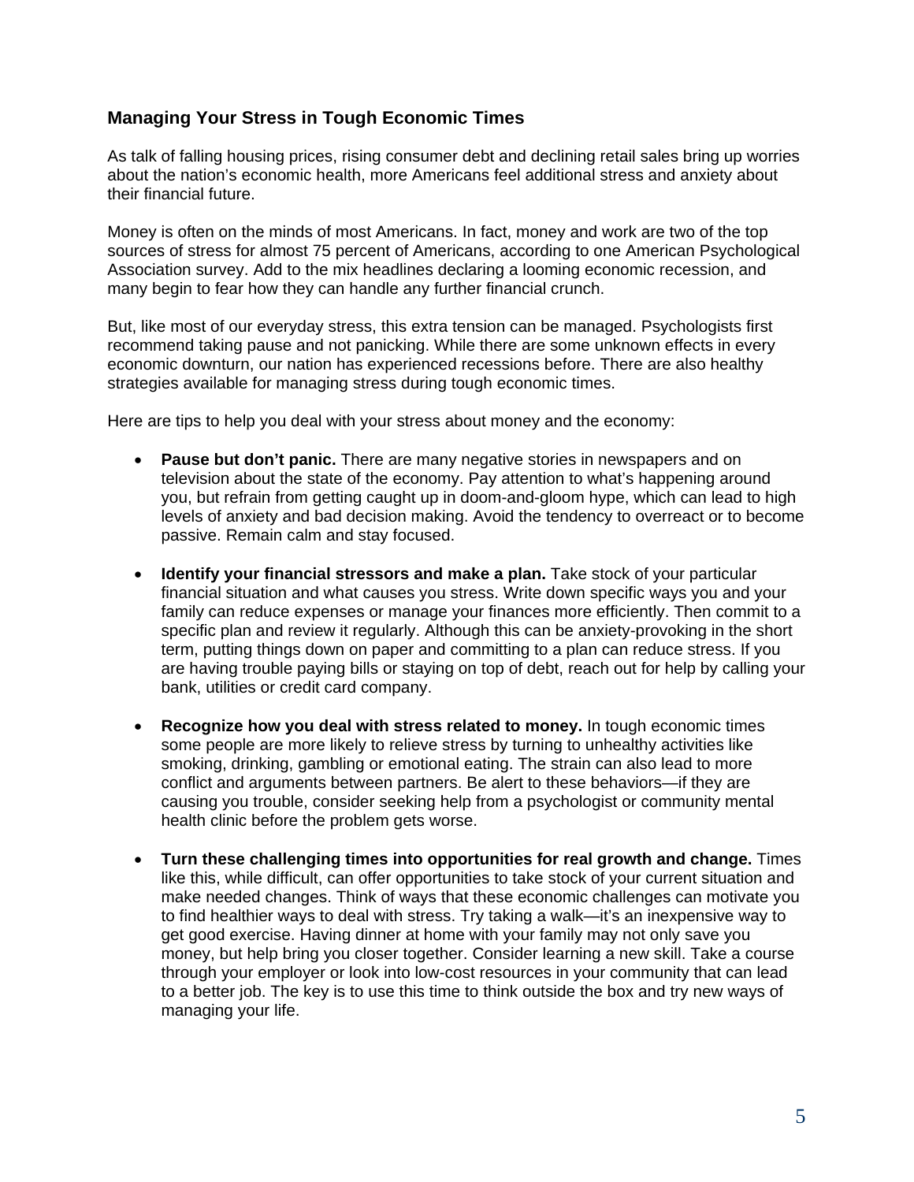## Managing Your Stress in Tough Economic Times

As talk of falling housing prices, rising consumer debt and declining retail sales bring up worries about the nation's economic health, more Americans feel additional stress and anxiety about their financial future.

Money is often on the minds of most Americans. In fact, money and work are two of the top sources of stress for almost 75 percent of Americans, according to one American Psychological Association survey. Add to the mix headlines declaring a looming economic recession, and many begin to fear how they can handle any further financial crunch.

But, like most of our everyday stress, this extra tension can be managed. Psychologists first recommend taking pause and not panicking. While there are some unknown effects in every economic downturn, our nation has experienced recessions before. There are also healthy strategies available for managing stress during tough economic times.

Here are tips to help you deal with your stress about money and the economy:

- **Pause but don't panic.** There are many negative stories in newspapers and on television about the state of the economy. Pay attention to what's happening around you, but refrain from getting caught up in doom-and-gloom hype, which can lead to high levels of anxiety and bad decision making. Avoid the tendency to overreact or to become passive. Remain calm and stay focused.

- **Identify your financial stressors and make a plan.** Take stock of your particular financial situation and what causes you stress. Write down specific ways you and your family can reduce expenses or manage your finances more efficiently. Then commit to a specific plan and review it regularly. Although this can be anxiety-provoking in the short term, putting things down on paper and committing to a plan can reduce stress. If you are having trouble paying bills or staying on top of debt, reach out for help by calling your bank, utilities or credit card company.

- **Recognize how you deal with stress related to money.** In tough economic times some people are more likely to relieve stress by turning to unhealthy activities like smoking, drinking, gambling or emotional eating. The strain can also lead to more conflict and arguments between partners. Be alert to these behaviors—if they are causing you trouble, consider seeking help from a psychologist or community mental health clinic before the problem gets worse.

- **Turn these challenging times into opportunities for real growth and change.** Times like this, while difficult, can offer opportunities to take stock of your current situation and make needed changes. Think of ways that these economic challenges can motivate you to find healthier ways to deal with stress. Try taking a walk—it's an inexpensive way to get good exercise. Having dinner at home with your family may not only save you money, but help bring you closer together. Consider learning a new skill. Take a course through your employer or look into low-cost resources in your community that can lead to a better job. The key is to use this time to think outside the box and try new ways of managing your life.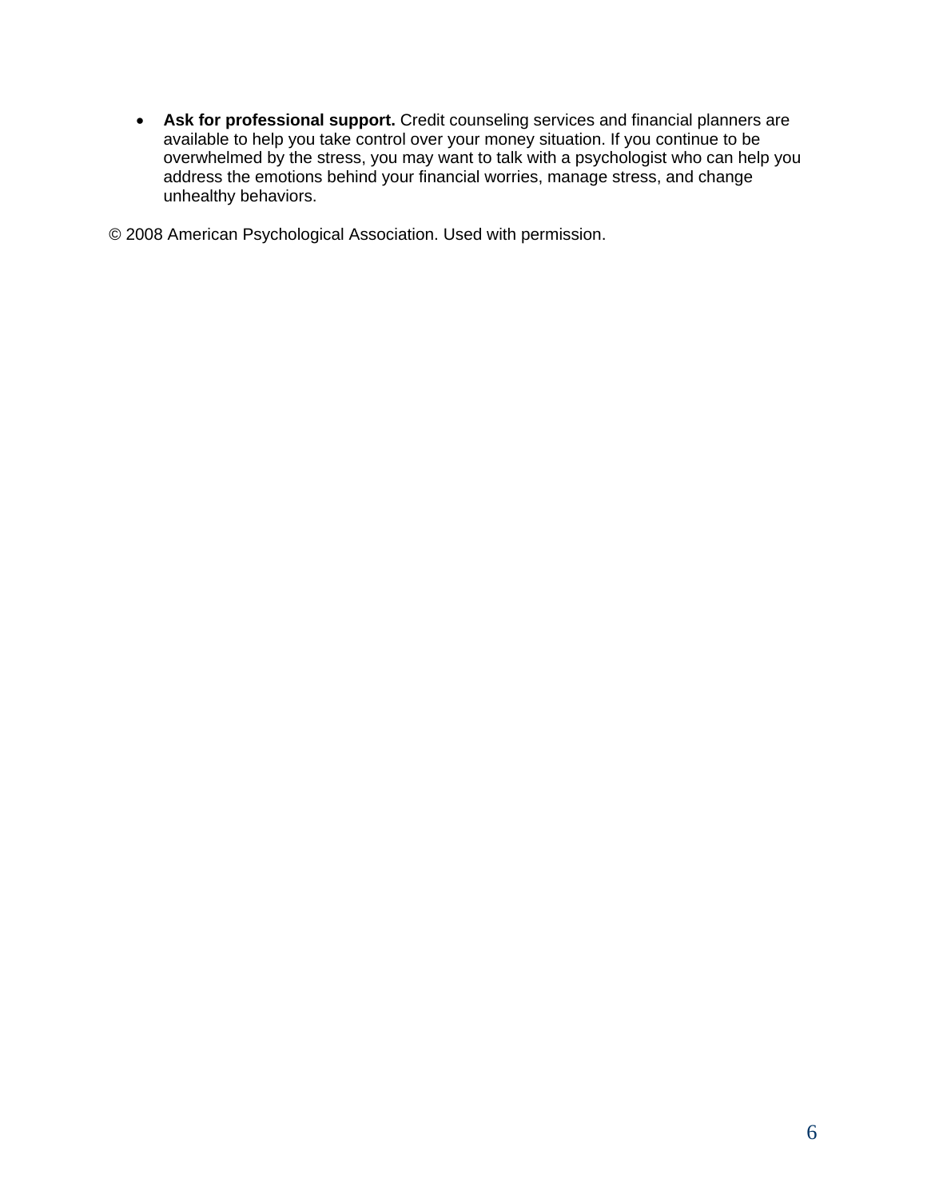- **Ask for professional support.** Credit counseling services and financial planners are available to help you take control over your money situation. If you continue to be overwhelmed by the stress, you may want to talk with a psychologist who can help you address the emotions behind your financial worries, manage stress, and change unhealthy behaviors.

© 2008 American Psychological Association. Used with permission.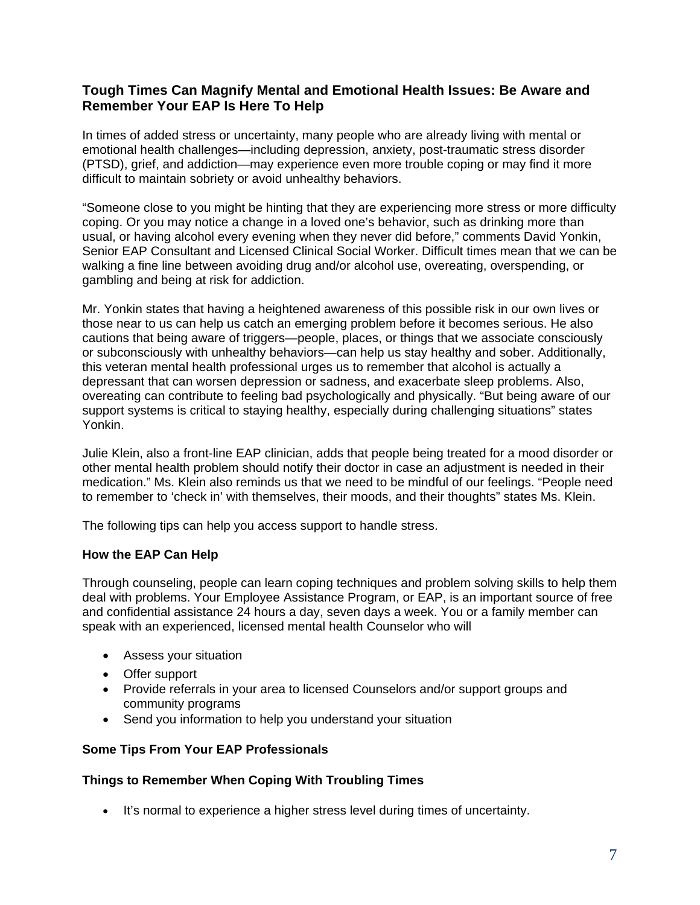## Tough Times Can Magnify Mental and Emotional Health Issues: Be Aware and Remember Your EAP Is Here To Help

In times of added stress or uncertainty, many people who are already living with mental or emotional health challenges—including depression, anxiety, post-traumatic stress disorder (PTSD), grief, and addiction—may experience even more trouble coping or may find it more difficult to maintain sobriety or avoid unhealthy behaviors.

"Someone close to you might be hinting that they are experiencing more stress or more difficulty coping. Or you may notice a change in a loved one's behavior, such as drinking more than usual, or having alcohol every evening when they never did before," comments David Yonkin, Senior EAP Consultant and Licensed Clinical Social Worker. Difficult times mean that we can be walking a fine line between avoiding drug and/or alcohol use, overeating, overspending, or gambling and being at risk for addiction.

Mr. Yonkin states that having a heightened awareness of this possible risk in our own lives or those near to us can help us catch an emerging problem before it becomes serious. He also cautions that being aware of triggers—people, places, or things that we associate consciously or subconsciously with unhealthy behaviors—can help us stay healthy and sober. Additionally, this veteran mental health professional urges us to remember that alcohol is actually a depressant that can worsen depression or sadness, and exacerbate sleep problems. Also, overeating can contribute to feeling bad psychologically and physically. "But being aware of our support systems is critical to staying healthy, especially during challenging situations" states Yonkin.

Julie Klein, also a front-line EAP clinician, adds that people being treated for a mood disorder or other mental health problem should notify their doctor in case an adjustment is needed in their medication." Ms. Klein also reminds us that we need to be mindful of our feelings. "People need to remember to 'check in' with themselves, their moods, and their thoughts" states Ms. Klein.

The following tips can help you access support to handle stress.

### How the EAP Can Help

Through counseling, people can learn coping techniques and problem solving skills to help them deal with problems. Your Employee Assistance Program, or EAP, is an important source of free and confidential assistance 24 hours a day, seven days a week. You or a family member can speak with an experienced, licensed mental health Counselor who will

- Assess your situation
- Offer support
- Provide referrals in your area to licensed Counselors and/or support groups and community programs
- Send you information to help you understand your situation

### Some Tips From Your EAP Professionals

### Things to Remember When Coping With Troubling Times

- It's normal to experience a higher stress level during times of uncertainty.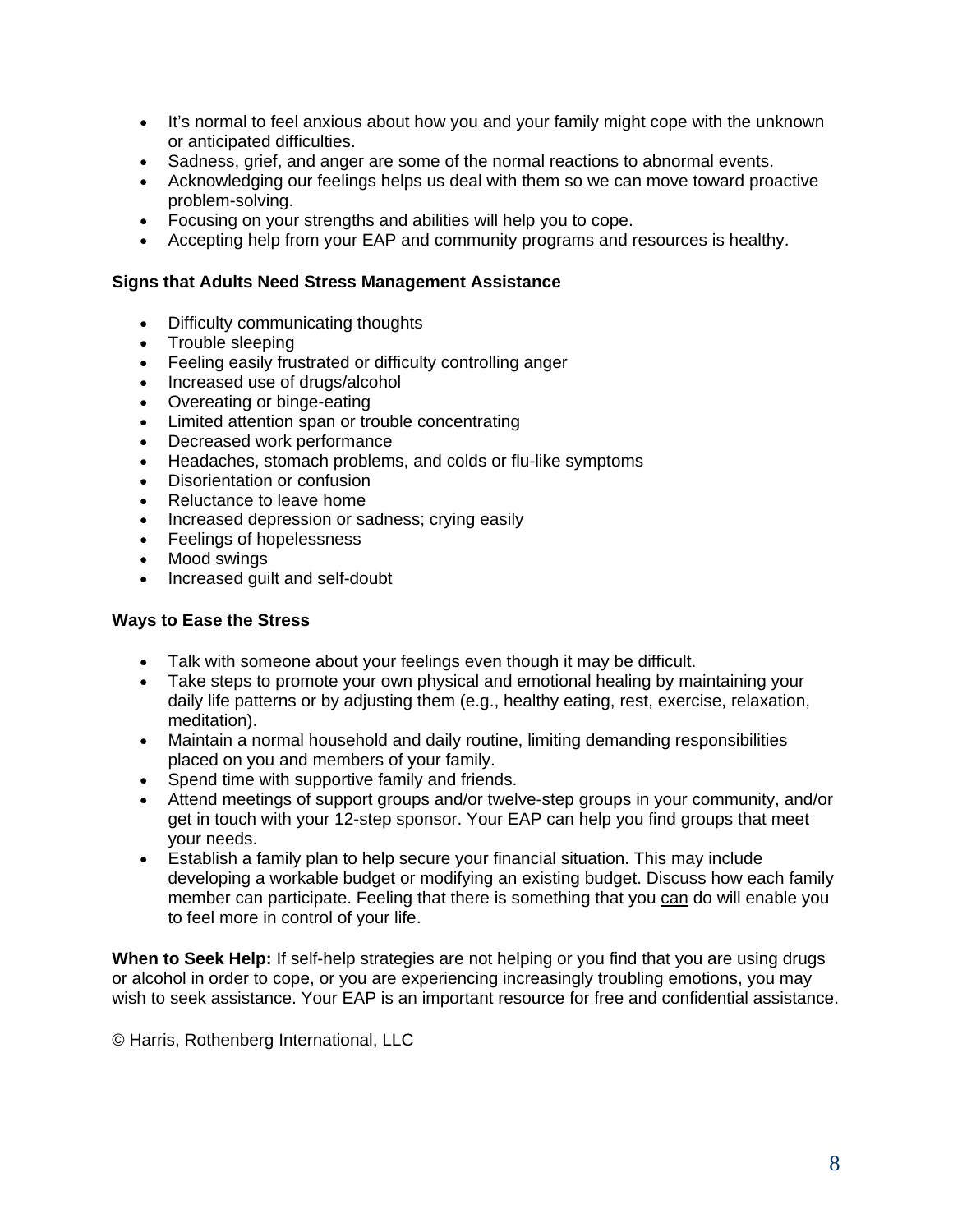- It's normal to feel anxious about how you and your family might cope with the unknown or anticipated difficulties.
- Sadness, grief, and anger are some of the normal reactions to abnormal events.
- Acknowledging our feelings helps us deal with them so we can move toward proactive problem-solving.
- Focusing on your strengths and abilities will help you to cope.
- Accepting help from your EAP and community programs and resources is healthy.

**Signs that Adults Need Stress Management Assistance**

- Difficulty communicating thoughts
- Trouble sleeping
- Feeling easily frustrated or difficulty controlling anger
- Increased use of drugs/alcohol
- Overeating or binge-eating
- Limited attention span or trouble concentrating
- Decreased work performance
- Headaches, stomach problems, and colds or flu-like symptoms
- Disorientation or confusion
- Reluctance to leave home
- Increased depression or sadness; crying easily
- Feelings of hopelessness
- Mood swings
- Increased guilt and self-doubt

**Ways to Ease the Stress**

- Talk with someone about your feelings even though it may be difficult.
- Take steps to promote your own physical and emotional healing by maintaining your daily life patterns or by adjusting them (e.g., healthy eating, rest, exercise, relaxation, meditation).
- Maintain a normal household and daily routine, limiting demanding responsibilities placed on you and members of your family.
- Spend time with supportive family and friends.
- Attend meetings of support groups and/or twelve-step groups in your community, and/or get in touch with your 12-step sponsor. Your EAP can help you find groups that meet your needs.
- Establish a family plan to help secure your financial situation. This may include developing a workable budget or modifying an existing budget. Discuss how each family member can participate. Feeling that there is something that you <u>can</u> do will enable you to feel more in control of your life.

**When to Seek Help:** If self-help strategies are not helping or you find that you are using drugs or alcohol in order to cope, or you are experiencing increasingly troubling emotions, you may wish to seek assistance. Your EAP is an important resource for free and confidential assistance.

© Harris, Rothenberg International, LLC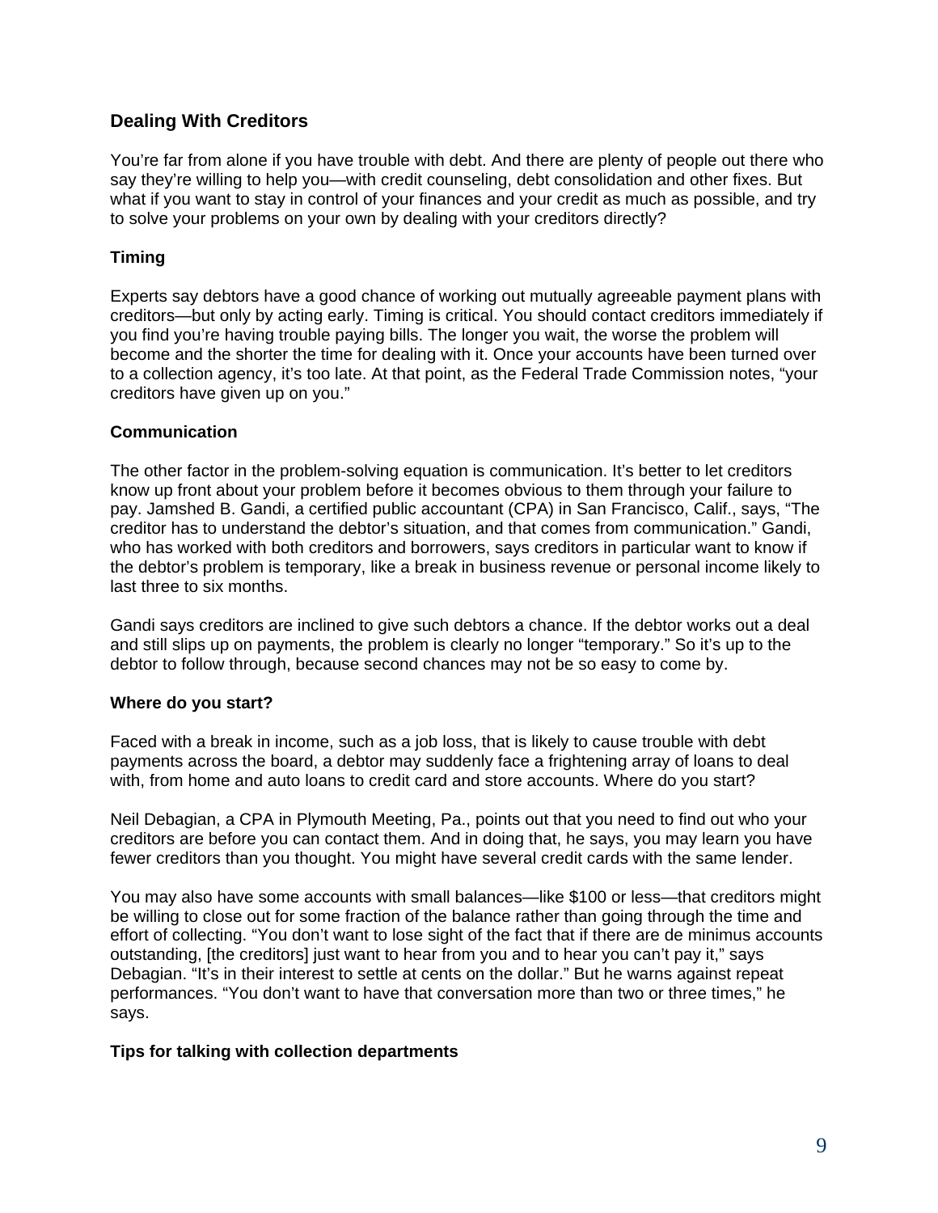## Dealing With Creditors

You’re far from alone if you have trouble with debt. And there are plenty of people out there who say they’re willing to help you—with credit counseling, debt consolidation and other fixes. But what if you want to stay in control of your finances and your credit as much as possible, and try to solve your problems on your own by dealing with your creditors directly?

### Timing

Experts say debtors have a good chance of working out mutually agreeable payment plans with creditors—but only by acting early. Timing is critical. You should contact creditors immediately if you find you’re having trouble paying bills. The longer you wait, the worse the problem will become and the shorter the time for dealing with it. Once your accounts have been turned over to a collection agency, it’s too late. At that point, as the Federal Trade Commission notes, “your creditors have given up on you.”

### Communication

The other factor in the problem-solving equation is communication. It’s better to let creditors know up front about your problem before it becomes obvious to them through your failure to pay. Jamshed B. Gandi, a certified public accountant (CPA) in San Francisco, Calif., says, “The creditor has to understand the debtor’s situation, and that comes from communication.” Gandi, who has worked with both creditors and borrowers, says creditors in particular want to know if the debtor’s problem is temporary, like a break in business revenue or personal income likely to last three to six months.

Gandi says creditors are inclined to give such debtors a chance. If the debtor works out a deal and still slips up on payments, the problem is clearly no longer “temporary.” So it’s up to the debtor to follow through, because second chances may not be so easy to come by.

### Where do you start?

Faced with a break in income, such as a job loss, that is likely to cause trouble with debt payments across the board, a debtor may suddenly face a frightening array of loans to deal with, from home and auto loans to credit card and store accounts. Where do you start?

Neil Debagian, a CPA in Plymouth Meeting, Pa., points out that you need to find out who your creditors are before you can contact them. And in doing that, he says, you may learn you have fewer creditors than you thought. You might have several credit cards with the same lender.

You may also have some accounts with small balances—like $100 or less—that creditors might be willing to close out for some fraction of the balance rather than going through the time and effort of collecting. “You don’t want to lose sight of the fact that if there are de minimus accounts outstanding, [the creditors] just want to hear from you and to hear you can’t pay it,” says Debagian. “It’s in their interest to settle at cents on the dollar.” But he warns against repeat performances. “You don’t want to have that conversation more than two or three times,” he says.

### Tips for talking with collection departments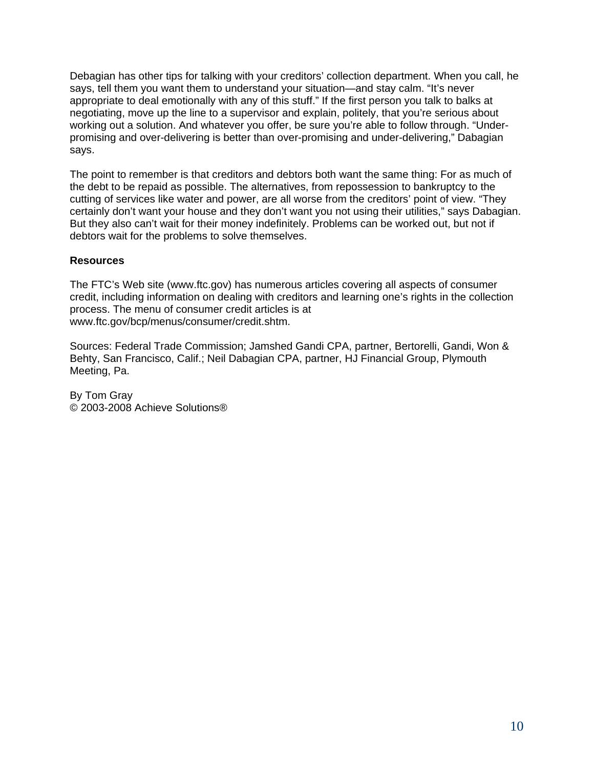Debagian has other tips for talking with your creditors' collection department. When you call, he says, tell them you want them to understand your situation—and stay calm. "It's never appropriate to deal emotionally with any of this stuff." If the first person you talk to balks at negotiating, move up the line to a supervisor and explain, politely, that you're serious about working out a solution. And whatever you offer, be sure you're able to follow through. "Under-promising and over-delivering is better than over-promising and under-delivering," Dabagian says.

The point to remember is that creditors and debtors both want the same thing: For as much of the debt to be repaid as possible. The alternatives, from repossession to bankruptcy to the cutting of services like water and power, are all worse from the creditors' point of view. "They certainly don't want your house and they don't want you not using their utilities," says Dabagian. But they also can't wait for their money indefinitely. Problems can be worked out, but not if debtors wait for the problems to solve themselves.

**Resources**

The FTC's Web site (www.ftc.gov) has numerous articles covering all aspects of consumer credit, including information on dealing with creditors and learning one's rights in the collection process. The menu of consumer credit articles is at www.ftc.gov/bcp/menus/consumer/credit.shtm.

Sources: Federal Trade Commission; Jamshed Gandi CPA, partner, Bertorelli, Gandi, Won & Behty, San Francisco, Calif.; Neil Dabagian CPA, partner, HJ Financial Group, Plymouth Meeting, Pa.

By Tom Gray
© 2003-2008 Achieve Solutions®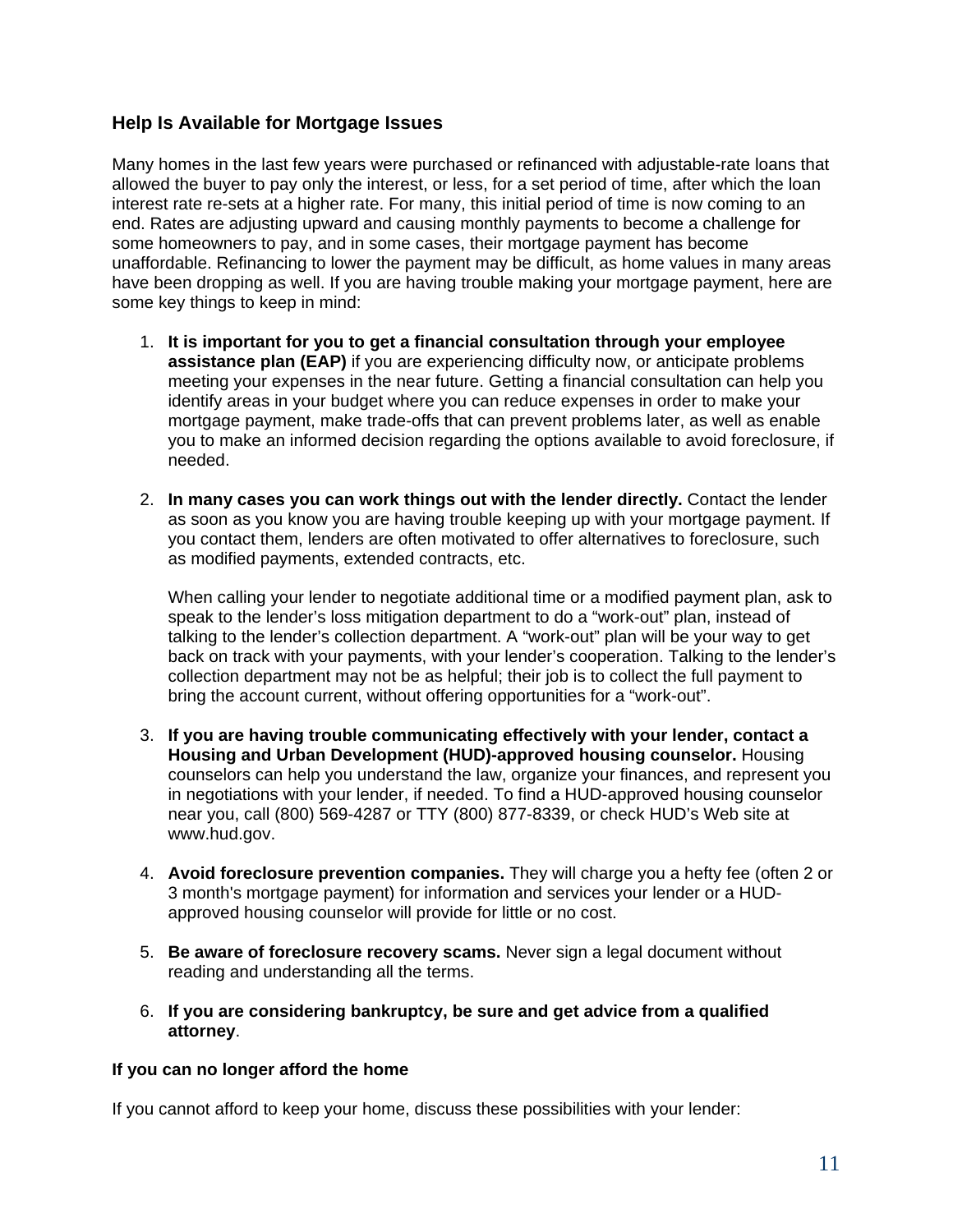## Help Is Available for Mortgage Issues

Many homes in the last few years were purchased or refinanced with adjustable-rate loans that allowed the buyer to pay only the interest, or less, for a set period of time, after which the loan interest rate re-sets at a higher rate. For many, this initial period of time is now coming to an end. Rates are adjusting upward and causing monthly payments to become a challenge for some homeowners to pay, and in some cases, their mortgage payment has become unaffordable. Refinancing to lower the payment may be difficult, as home values in many areas have been dropping as well. If you are having trouble making your mortgage payment, here are some key things to keep in mind:

1. **It is important for you to get a financial consultation through your employee assistance plan (EAP)** if you are experiencing difficulty now, or anticipate problems meeting your expenses in the near future. Getting a financial consultation can help you identify areas in your budget where you can reduce expenses in order to make your mortgage payment, make trade-offs that can prevent problems later, as well as enable you to make an informed decision regarding the options available to avoid foreclosure, if needed.

2. **In many cases you can work things out with the lender directly.** Contact the lender as soon as you know you are having trouble keeping up with your mortgage payment. If you contact them, lenders are often motivated to offer alternatives to foreclosure, such as modified payments, extended contracts, etc.

   When calling your lender to negotiate additional time or a modified payment plan, ask to speak to the lender's loss mitigation department to do a "work-out" plan, instead of talking to the lender's collection department. A "work-out" plan will be your way to get back on track with your payments, with your lender's cooperation. Talking to the lender's collection department may not be as helpful; their job is to collect the full payment to bring the account current, without offering opportunities for a "work-out".

3. **If you are having trouble communicating effectively with your lender, contact a Housing and Urban Development (HUD)-approved housing counselor.** Housing counselors can help you understand the law, organize your finances, and represent you in negotiations with your lender, if needed. To find a HUD-approved housing counselor near you, call (800) 569-4287 or TTY (800) 877-8339, or check HUD's Web site at www.hud.gov.

4. **Avoid foreclosure prevention companies.** They will charge you a hefty fee (often 2 or 3 month's mortgage payment) for information and services your lender or a HUD-approved housing counselor will provide for little or no cost.

5. **Be aware of foreclosure recovery scams.** Never sign a legal document without reading and understanding all the terms.

6. **If you are considering bankruptcy, be sure and get advice from a qualified attorney**.

### If you can no longer afford the home

If you cannot afford to keep your home, discuss these possibilities with your lender: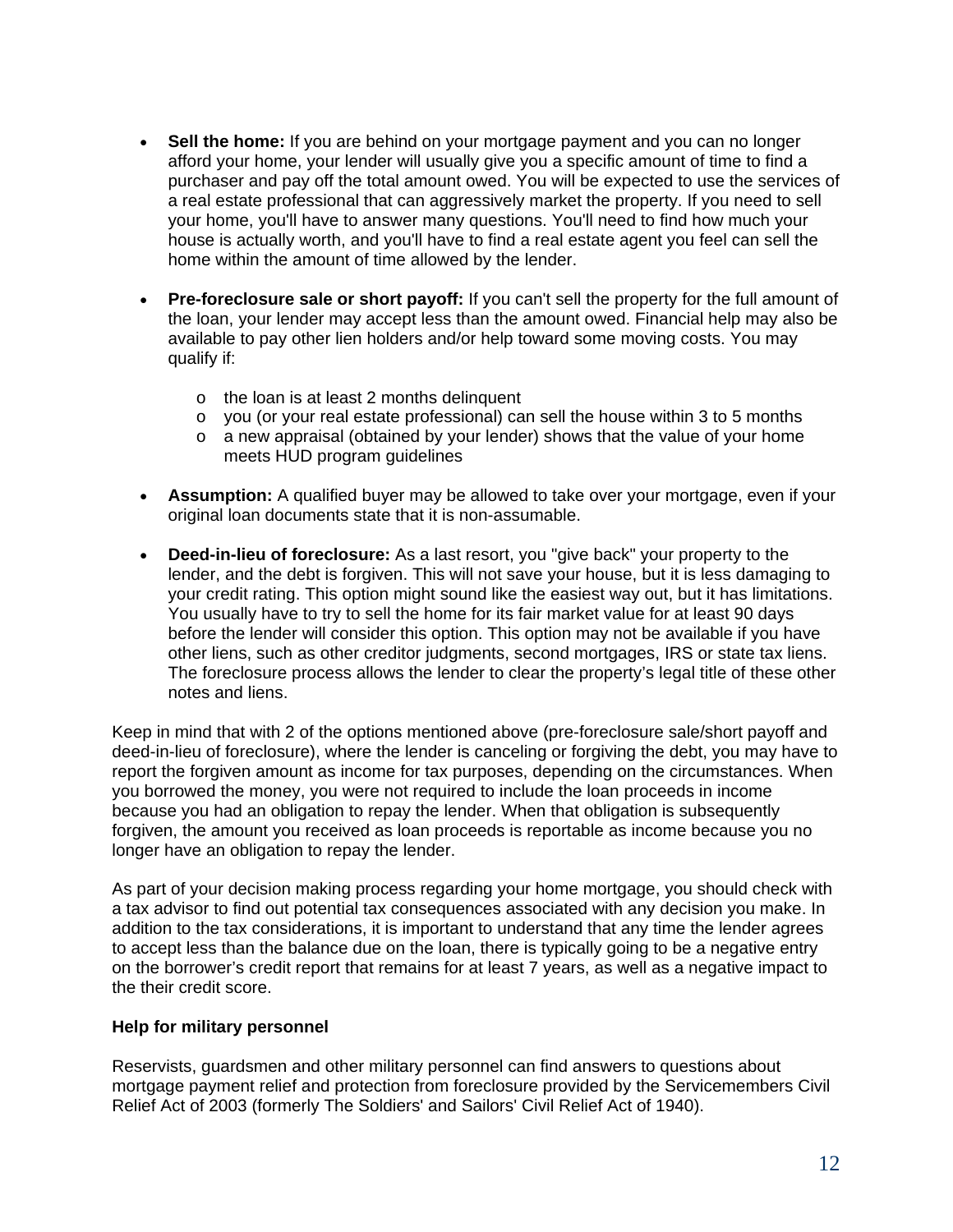- **Sell the home:** If you are behind on your mortgage payment and you can no longer afford your home, your lender will usually give you a specific amount of time to find a purchaser and pay off the total amount owed. You will be expected to use the services of a real estate professional that can aggressively market the property. If you need to sell your home, you'll have to answer many questions. You'll need to find how much your house is actually worth, and you'll have to find a real estate agent you feel can sell the home within the amount of time allowed by the lender.

- **Pre-foreclosure sale or short payoff:** If you can't sell the property for the full amount of the loan, your lender may accept less than the amount owed. Financial help may also be available to pay other lien holders and/or help toward some moving costs. You may qualify if:

  - the loan is at least 2 months delinquent
  - you (or your real estate professional) can sell the house within 3 to 5 months
  - a new appraisal (obtained by your lender) shows that the value of your home meets HUD program guidelines

- **Assumption:** A qualified buyer may be allowed to take over your mortgage, even if your original loan documents state that it is non-assumable.

- **Deed-in-lieu of foreclosure:** As a last resort, you "give back" your property to the lender, and the debt is forgiven. This will not save your house, but it is less damaging to your credit rating. This option might sound like the easiest way out, but it has limitations. You usually have to try to sell the home for its fair market value for at least 90 days before the lender will consider this option. This option may not be available if you have other liens, such as other creditor judgments, second mortgages, IRS or state tax liens. The foreclosure process allows the lender to clear the property's legal title of these other notes and liens.

Keep in mind that with 2 of the options mentioned above (pre-foreclosure sale/short payoff and deed-in-lieu of foreclosure), where the lender is canceling or forgiving the debt, you may have to report the forgiven amount as income for tax purposes, depending on the circumstances. When you borrowed the money, you were not required to include the loan proceeds in income because you had an obligation to repay the lender. When that obligation is subsequently forgiven, the amount you received as loan proceeds is reportable as income because you no longer have an obligation to repay the lender.

As part of your decision making process regarding your home mortgage, you should check with a tax advisor to find out potential tax consequences associated with any decision you make. In addition to the tax considerations, it is important to understand that any time the lender agrees to accept less than the balance due on the loan, there is typically going to be a negative entry on the borrower's credit report that remains for at least 7 years, as well as a negative impact to the their credit score.

**Help for military personnel**

Reservists, guardsmen and other military personnel can find answers to questions about mortgage payment relief and protection from foreclosure provided by the Servicemembers Civil Relief Act of 2003 (formerly The Soldiers' and Sailors' Civil Relief Act of 1940).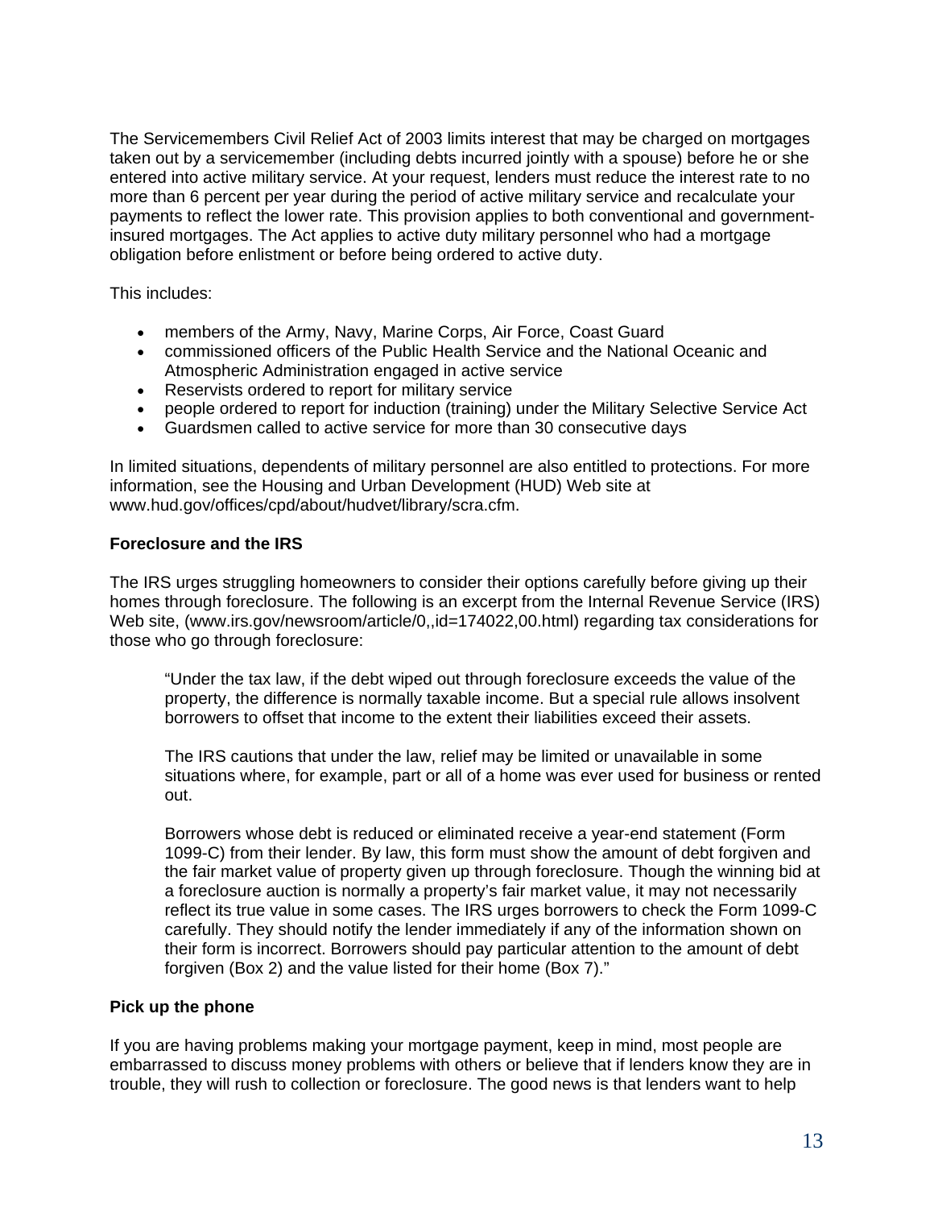The Servicemembers Civil Relief Act of 2003 limits interest that may be charged on mortgages taken out by a servicemember (including debts incurred jointly with a spouse) before he or she entered into active military service. At your request, lenders must reduce the interest rate to no more than 6 percent per year during the period of active military service and recalculate your payments to reflect the lower rate. This provision applies to both conventional and government-insured mortgages. The Act applies to active duty military personnel who had a mortgage obligation before enlistment or before being ordered to active duty.

This includes:

- members of the Army, Navy, Marine Corps, Air Force, Coast Guard
- commissioned officers of the Public Health Service and the National Oceanic and Atmospheric Administration engaged in active service
- Reservists ordered to report for military service
- people ordered to report for induction (training) under the Military Selective Service Act
- Guardsmen called to active service for more than 30 consecutive days

In limited situations, dependents of military personnel are also entitled to protections. For more information, see the Housing and Urban Development (HUD) Web site at www.hud.gov/offices/cpd/about/hudvet/library/scra.cfm.

**Foreclosure and the IRS**

The IRS urges struggling homeowners to consider their options carefully before giving up their homes through foreclosure. The following is an excerpt from the Internal Revenue Service (IRS) Web site, (www.irs.gov/newsroom/article/0,,id=174022,00.html) regarding tax considerations for those who go through foreclosure:

> "Under the tax law, if the debt wiped out through foreclosure exceeds the value of the property, the difference is normally taxable income. But a special rule allows insolvent borrowers to offset that income to the extent their liabilities exceed their assets.
>
> The IRS cautions that under the law, relief may be limited or unavailable in some situations where, for example, part or all of a home was ever used for business or rented out.
>
> Borrowers whose debt is reduced or eliminated receive a year-end statement (Form 1099-C) from their lender. By law, this form must show the amount of debt forgiven and the fair market value of property given up through foreclosure. Though the winning bid at a foreclosure auction is normally a property's fair market value, it may not necessarily reflect its true value in some cases. The IRS urges borrowers to check the Form 1099-C carefully. They should notify the lender immediately if any of the information shown on their form is incorrect. Borrowers should pay particular attention to the amount of debt forgiven (Box 2) and the value listed for their home (Box 7)."

**Pick up the phone**

If you are having problems making your mortgage payment, keep in mind, most people are embarrassed to discuss money problems with others or believe that if lenders know they are in trouble, they will rush to collection or foreclosure. The good news is that lenders want to help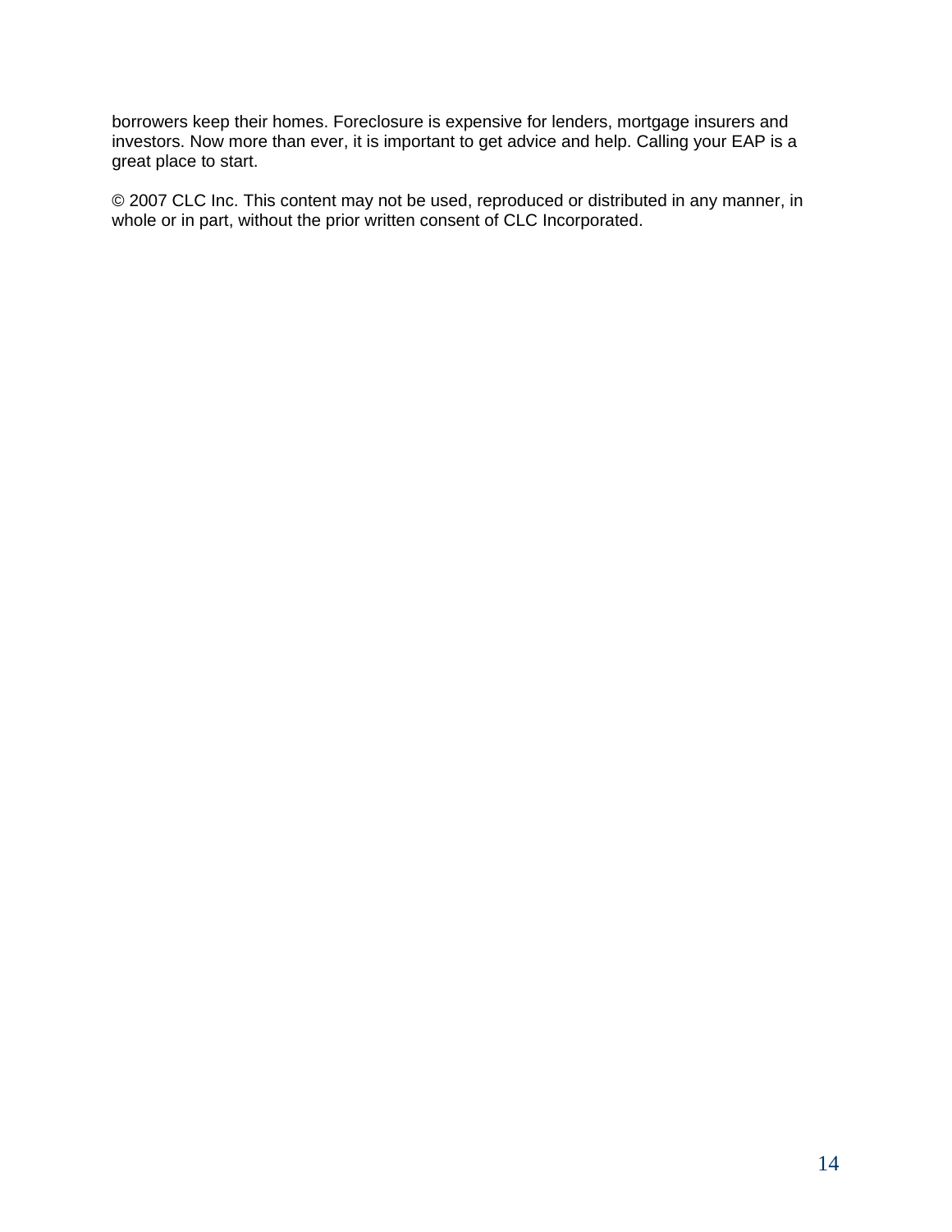borrowers keep their homes. Foreclosure is expensive for lenders, mortgage insurers and investors. Now more than ever, it is important to get advice and help. Calling your EAP is a great place to start.

© 2007 CLC Inc. This content may not be used, reproduced or distributed in any manner, in whole or in part, without the prior written consent of CLC Incorporated.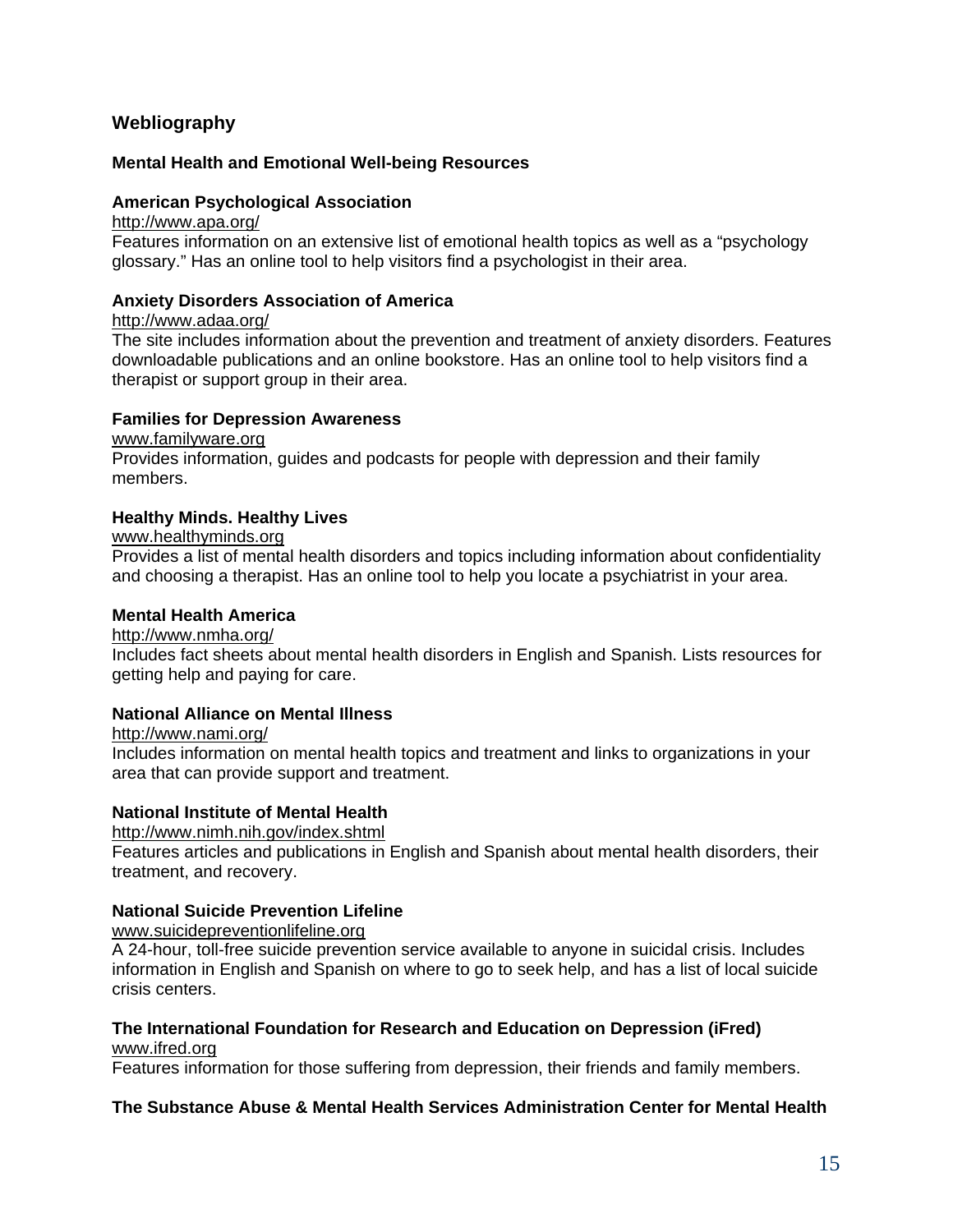## Webliography

### Mental Health and Emotional Well-being Resources

**American Psychological Association**
http://www.apa.org/
Features information on an extensive list of emotional health topics as well as a "psychology glossary." Has an online tool to help visitors find a psychologist in their area.

**Anxiety Disorders Association of America**
http://www.adaa.org/
The site includes information about the prevention and treatment of anxiety disorders. Features downloadable publications and an online bookstore. Has an online tool to help visitors find a therapist or support group in their area.

**Families for Depression Awareness**
www.familyware.org
Provides information, guides and podcasts for people with depression and their family members.

**Healthy Minds. Healthy Lives**
www.healthyminds.org
Provides a list of mental health disorders and topics including information about confidentiality and choosing a therapist. Has an online tool to help you locate a psychiatrist in your area.

**Mental Health America**
http://www.nmha.org/
Includes fact sheets about mental health disorders in English and Spanish. Lists resources for getting help and paying for care.

**National Alliance on Mental Illness**
http://www.nami.org/
Includes information on mental health topics and treatment and links to organizations in your area that can provide support and treatment.

**National Institute of Mental Health**
http://www.nimh.nih.gov/index.shtml
Features articles and publications in English and Spanish about mental health disorders, their treatment, and recovery.

**National Suicide Prevention Lifeline**
www.suicidepreventionlifeline.org
A 24-hour, toll-free suicide prevention service available to anyone in suicidal crisis. Includes information in English and Spanish on where to go to seek help, and has a list of local suicide crisis centers.

**The International Foundation for Research and Education on Depression (iFred)**
www.ifred.org
Features information for those suffering from depression, their friends and family members.

**The Substance Abuse & Mental Health Services Administration Center for Mental Health**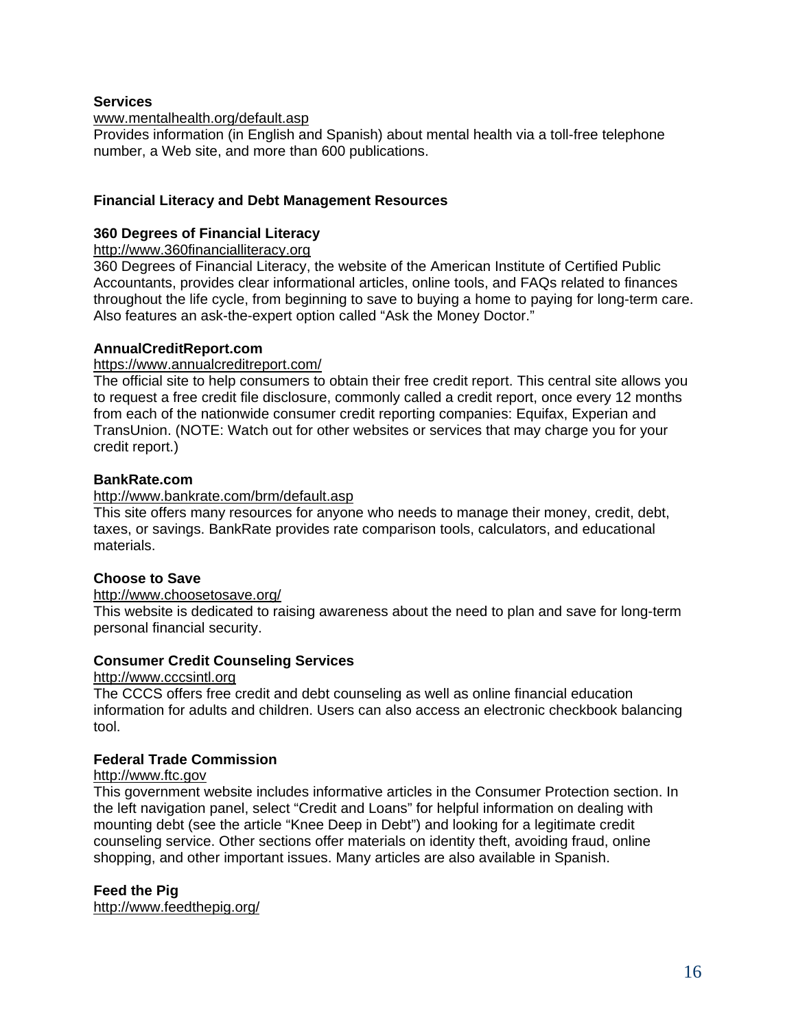**Services**

www.mentalhealth.org/default.asp

Provides information (in English and Spanish) about mental health via a toll-free telephone number, a Web site, and more than 600 publications.

## Financial Literacy and Debt Management Resources

**360 Degrees of Financial Literacy**

http://www.360financialliteracy.org

360 Degrees of Financial Literacy, the website of the American Institute of Certified Public Accountants, provides clear informational articles, online tools, and FAQs related to finances throughout the life cycle, from beginning to save to buying a home to paying for long-term care. Also features an ask-the-expert option called "Ask the Money Doctor."

**AnnualCreditReport.com**

https://www.annualcreditreport.com/

The official site to help consumers to obtain their free credit report. This central site allows you to request a free credit file disclosure, commonly called a credit report, once every 12 months from each of the nationwide consumer credit reporting companies: Equifax, Experian and TransUnion. (NOTE: Watch out for other websites or services that may charge you for your credit report.)

**BankRate.com**

http://www.bankrate.com/brm/default.asp

This site offers many resources for anyone who needs to manage their money, credit, debt, taxes, or savings. BankRate provides rate comparison tools, calculators, and educational materials.

**Choose to Save**

http://www.choosetosave.org/

This website is dedicated to raising awareness about the need to plan and save for long-term personal financial security.

**Consumer Credit Counseling Services**

http://www.cccsintl.org

The CCCS offers free credit and debt counseling as well as online financial education information for adults and children. Users can also access an electronic checkbook balancing tool.

**Federal Trade Commission**

http://www.ftc.gov

This government website includes informative articles in the Consumer Protection section. In the left navigation panel, select "Credit and Loans" for helpful information on dealing with mounting debt (see the article "Knee Deep in Debt") and looking for a legitimate credit counseling service. Other sections offer materials on identity theft, avoiding fraud, online shopping, and other important issues. Many articles are also available in Spanish.

**Feed the Pig**

http://www.feedthepig.org/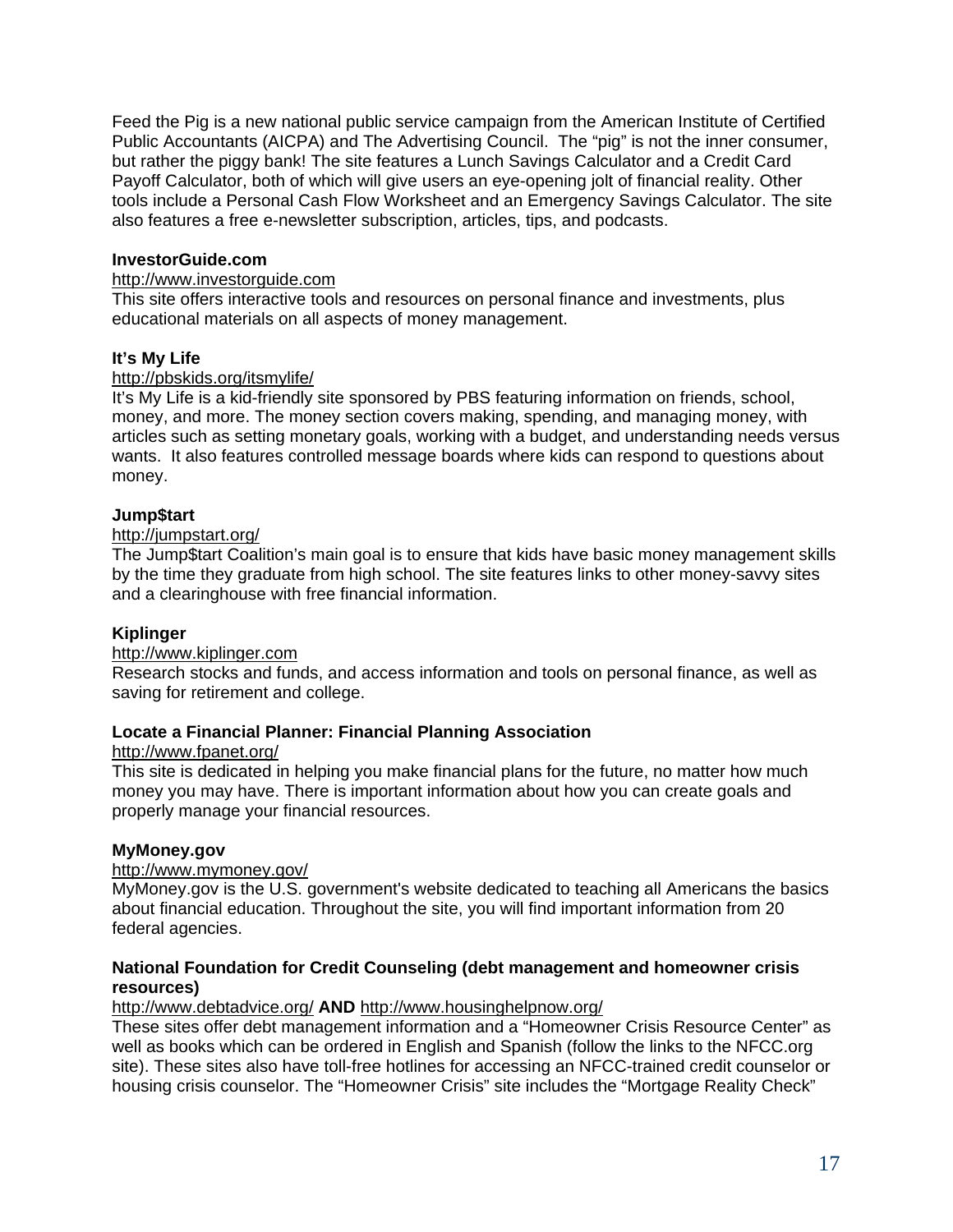Feed the Pig is a new national public service campaign from the American Institute of Certified Public Accountants (AICPA) and The Advertising Council. The "pig" is not the inner consumer, but rather the piggy bank! The site features a Lunch Savings Calculator and a Credit Card Payoff Calculator, both of which will give users an eye-opening jolt of financial reality. Other tools include a Personal Cash Flow Worksheet and an Emergency Savings Calculator. The site also features a free e-newsletter subscription, articles, tips, and podcasts.

**InvestorGuide.com**

http://www.investorguide.com

This site offers interactive tools and resources on personal finance and investments, plus educational materials on all aspects of money management.

**It's My Life**

http://pbskids.org/itsmylife/

It's My Life is a kid-friendly site sponsored by PBS featuring information on friends, school, money, and more. The money section covers making, spending, and managing money, with articles such as setting monetary goals, working with a budget, and understanding needs versus wants. It also features controlled message boards where kids can respond to questions about money.

**Jump$tart**

http://jumpstart.org/

The Jump$tart Coalition's main goal is to ensure that kids have basic money management skills by the time they graduate from high school. The site features links to other money-savvy sites and a clearinghouse with free financial information.

**Kiplinger**

http://www.kiplinger.com

Research stocks and funds, and access information and tools on personal finance, as well as saving for retirement and college.

**Locate a Financial Planner: Financial Planning Association**

http://www.fpanet.org/

This site is dedicated in helping you make financial plans for the future, no matter how much money you may have. There is important information about how you can create goals and properly manage your financial resources.

**MyMoney.gov**

http://www.mymoney.gov/

MyMoney.gov is the U.S. government's website dedicated to teaching all Americans the basics about financial education. Throughout the site, you will find important information from 20 federal agencies.

**National Foundation for Credit Counseling (debt management and homeowner crisis resources)**

http://www.debtadvice.org/ **AND** http://www.housinghelpnow.org/

These sites offer debt management information and a "Homeowner Crisis Resource Center" as well as books which can be ordered in English and Spanish (follow the links to the NFCC.org site). These sites also have toll-free hotlines for accessing an NFCC-trained credit counselor or housing crisis counselor. The "Homeowner Crisis" site includes the "Mortgage Reality Check"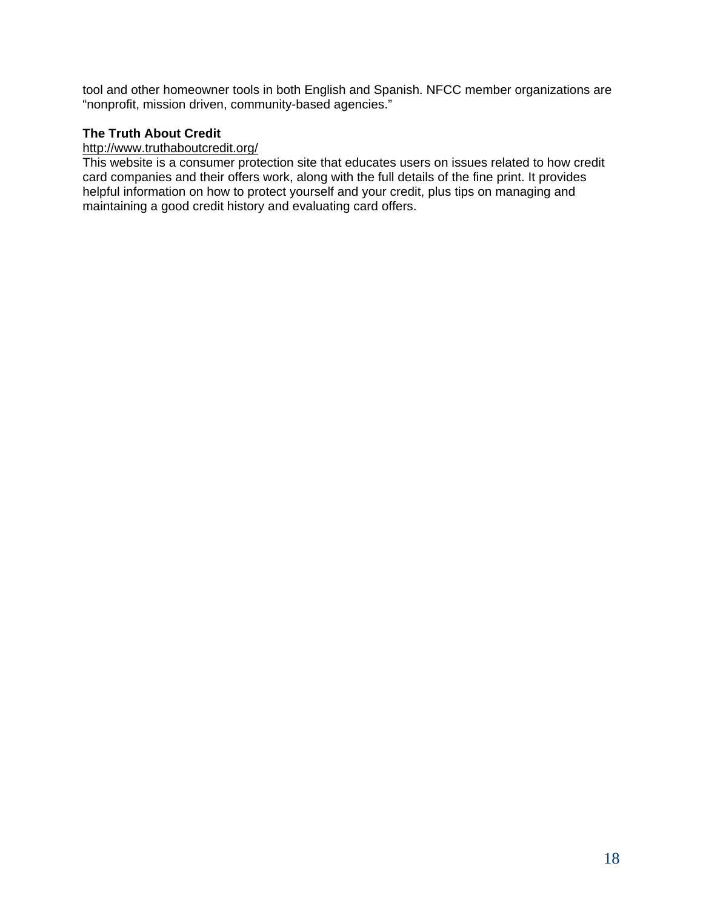tool and other homeowner tools in both English and Spanish. NFCC member organizations are "nonprofit, mission driven, community-based agencies."

**The Truth About Credit**
http://www.truthaboutcredit.org/
This website is a consumer protection site that educates users on issues related to how credit card companies and their offers work, along with the full details of the fine print. It provides helpful information on how to protect yourself and your credit, plus tips on managing and maintaining a good credit history and evaluating card offers.